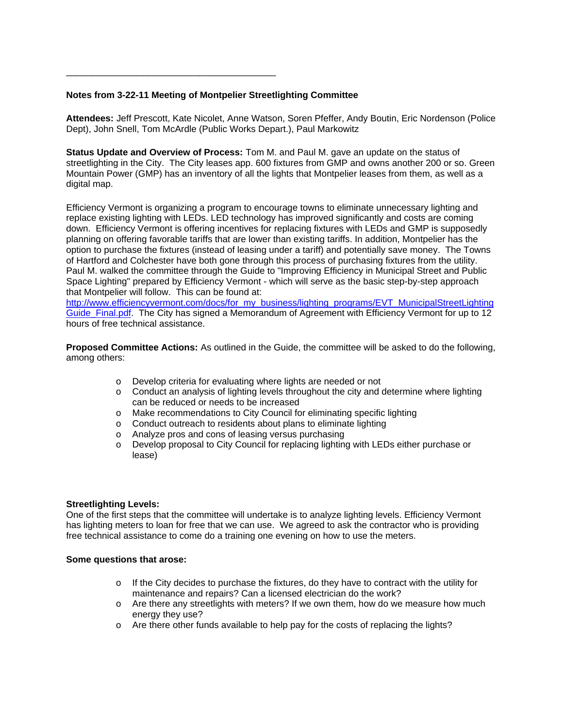---

**Notes from 3-22-11 Meeting of Montpelier Streetlighting Committee**

**Attendees:** Jeff Prescott, Kate Nicolet, Anne Watson, Soren Pfeffer, Andy Boutin, Eric Nordenson (Police Dept), John Snell, Tom McArdle (Public Works Depart.), Paul Markowitz

**Status Update and Overview of Process:** Tom M. and Paul M. gave an update on the status of streetlighting in the City. The City leases app. 600 fixtures from GMP and owns another 200 or so. Green Mountain Power (GMP) has an inventory of all the lights that Montpelier leases from them, as well as a digital map.

Efficiency Vermont is organizing a program to encourage towns to eliminate unnecessary lighting and replace existing lighting with LEDs. LED technology has improved significantly and costs are coming down. Efficiency Vermont is offering incentives for replacing fixtures with LEDs and GMP is supposedly planning on offering favorable tariffs that are lower than existing tariffs. In addition, Montpelier has the option to purchase the fixtures (instead of leasing under a tariff) and potentially save money. The Towns of Hartford and Colchester have both gone through this process of purchasing fixtures from the utility. Paul M. walked the committee through the Guide to "Improving Efficiency in Municipal Street and Public Space Lighting" prepared by Efficiency Vermont - which will serve as the basic step-by-step approach that Montpelier will follow. This can be found at: [http://www.efficiencyvermont.com/docs/for_my_business/lighting_programs/EVT_MunicipalStreetLightingGuide_Final.pdf](http://www.efficiencyvermont.com/docs/for_my_business/lighting_programs/EVT_MunicipalStreetLightingGuide_Final.pdf). The City has signed a Memorandum of Agreement with Efficiency Vermont for up to 12 hours of free technical assistance.

**Proposed Committee Actions:** As outlined in the Guide, the committee will be asked to do the following, among others:

- Develop criteria for evaluating where lights are needed or not
- Conduct an analysis of lighting levels throughout the city and determine where lighting can be reduced or needs to be increased
- Make recommendations to City Council for eliminating specific lighting
- Conduct outreach to residents about plans to eliminate lighting
- Analyze pros and cons of leasing versus purchasing
- Develop proposal to City Council for replacing lighting with LEDs either purchase or lease)

**Streetlighting Levels:**

One of the first steps that the committee will undertake is to analyze lighting levels. Efficiency Vermont has lighting meters to loan for free that we can use. We agreed to ask the contractor who is providing free technical assistance to come do a training one evening on how to use the meters.

**Some questions that arose:**

- If the City decides to purchase the fixtures, do they have to contract with the utility for maintenance and repairs? Can a licensed electrician do the work?
- Are there any streetlights with meters? If we own them, how do we measure how much energy they use?
- Are there other funds available to help pay for the costs of replacing the lights?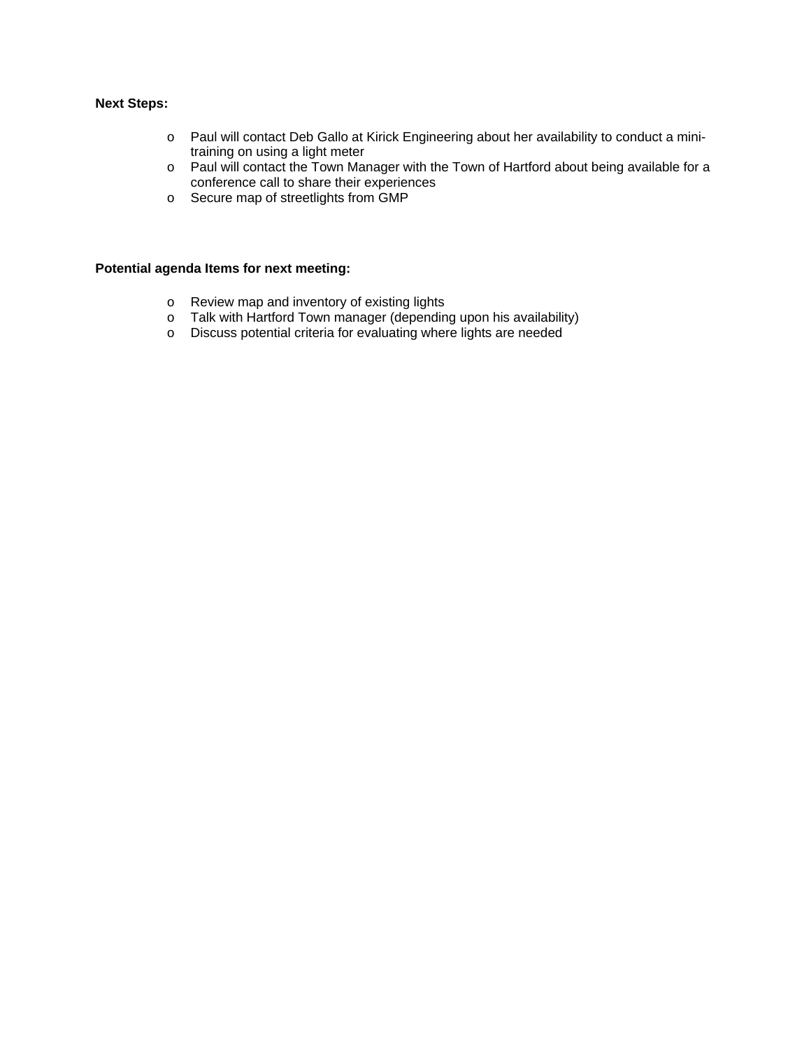**Next Steps:**

- Paul will contact Deb Gallo at Kirick Engineering about her availability to conduct a mini-training on using a light meter
- Paul will contact the Town Manager with the Town of Hartford about being available for a conference call to share their experiences
- Secure map of streetlights from GMP

**Potential agenda Items for next meeting:**

- Review map and inventory of existing lights
- Talk with Hartford Town manager (depending upon his availability)
- Discuss potential criteria for evaluating where lights are needed